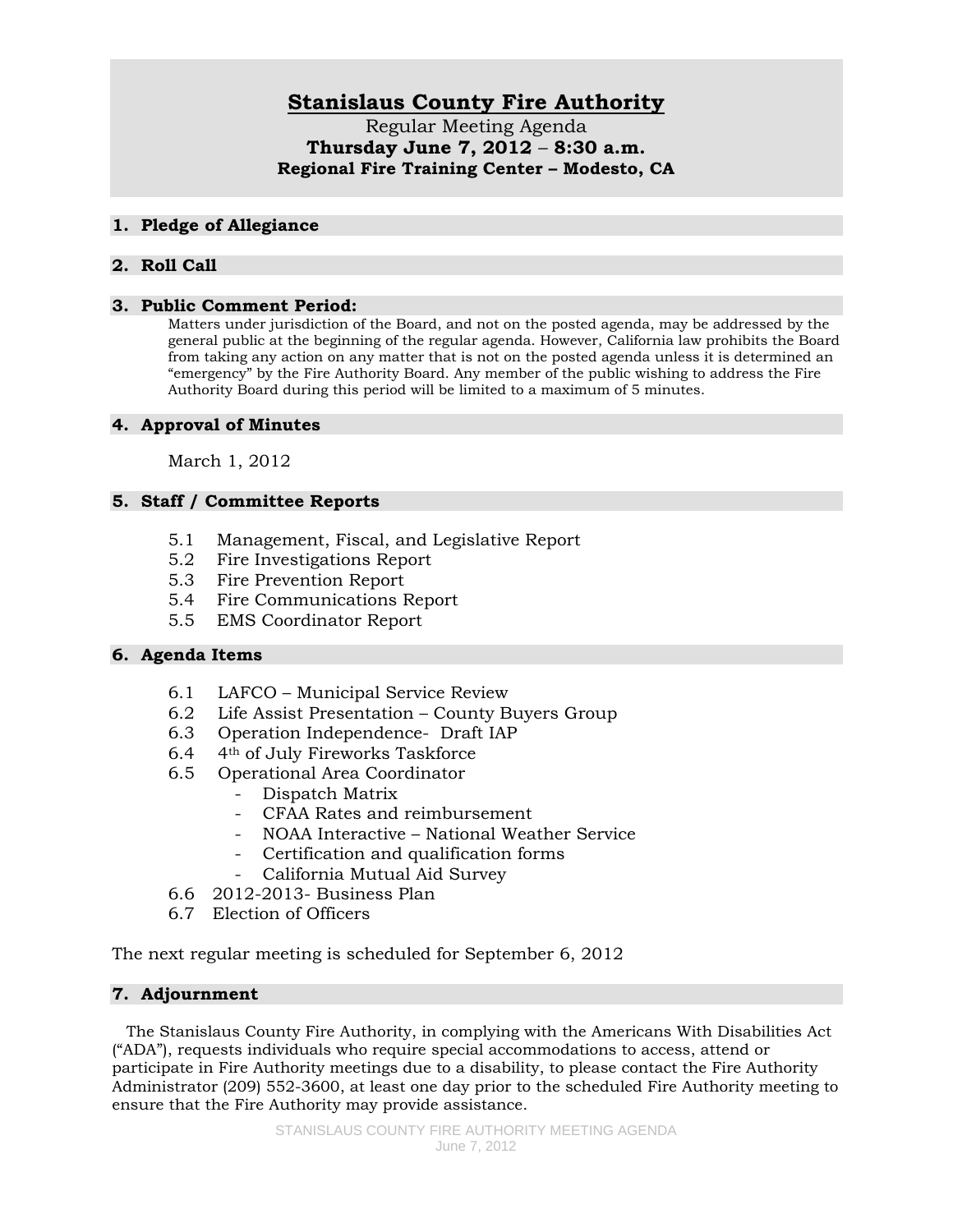# Stanislaus County Fire Authority

Regular Meeting Agenda

**Thursday June 7, 2012 – 8:30 a.m.**

**Regional Fire Training Center – Modesto, CA**

## 1. Pledge of Allegiance

## 2. Roll Call

## 3. Public Comment Period:

Matters under jurisdiction of the Board, and not on the posted agenda, may be addressed by the general public at the beginning of the regular agenda. However, California law prohibits the Board from taking any action on any matter that is not on the posted agenda unless it is determined an "emergency" by the Fire Authority Board. Any member of the public wishing to address the Fire Authority Board during this period will be limited to a maximum of 5 minutes.

## 4. Approval of Minutes

March 1, 2012

## 5. Staff / Committee Reports

5.1 Management, Fiscal, and Legislative Report
5.2 Fire Investigations Report
5.3 Fire Prevention Report
5.4 Fire Communications Report
5.5 EMS Coordinator Report

## 6. Agenda Items

6.1 LAFCO – Municipal Service Review
6.2 Life Assist Presentation – County Buyers Group
6.3 Operation Independence- Draft IAP
6.4 4th of July Fireworks Taskforce
6.5 Operational Area Coordinator
- Dispatch Matrix
- CFAA Rates and reimbursement
- NOAA Interactive – National Weather Service
- Certification and qualification forms
- California Mutual Aid Survey

6.6 2012-2013- Business Plan
6.7 Election of Officers

The next regular meeting is scheduled for September 6, 2012

## 7. Adjournment

The Stanislaus County Fire Authority, in complying with the Americans With Disabilities Act ("ADA"), requests individuals who require special accommodations to access, attend or participate in Fire Authority meetings due to a disability, to please contact the Fire Authority Administrator (209) 552-3600, at least one day prior to the scheduled Fire Authority meeting to ensure that the Fire Authority may provide assistance.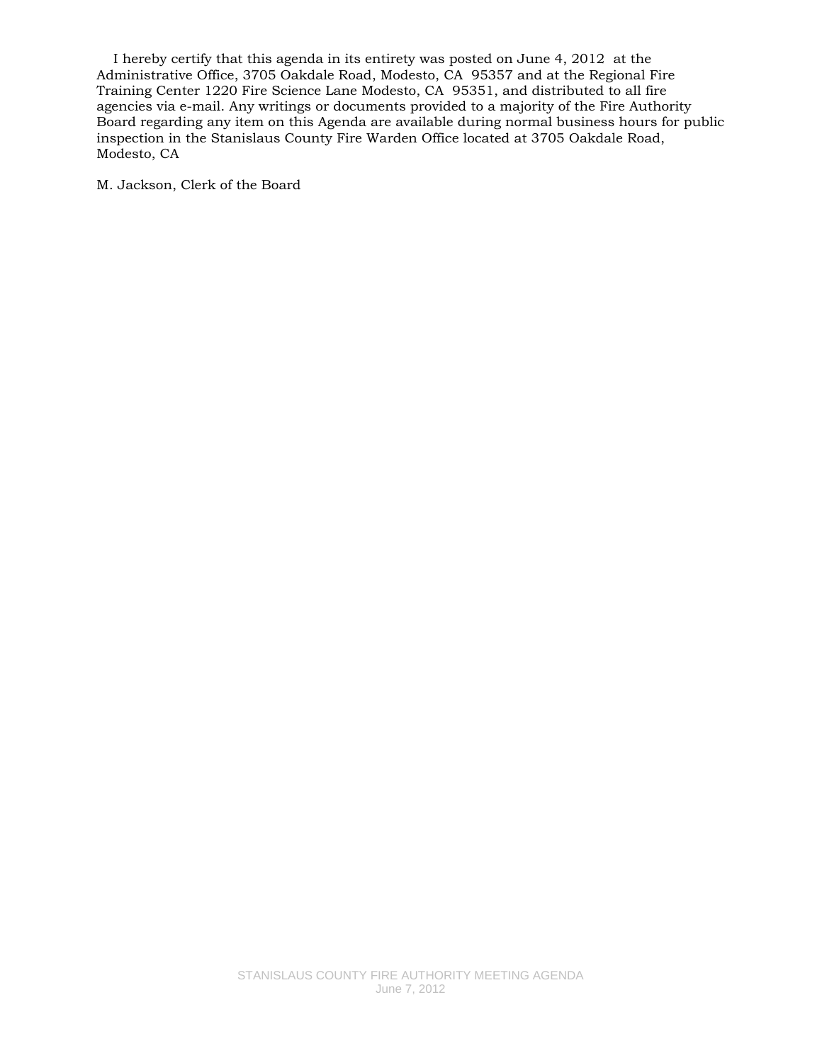I hereby certify that this agenda in its entirety was posted on June 4, 2012 at the Administrative Office, 3705 Oakdale Road, Modesto, CA 95357 and at the Regional Fire Training Center 1220 Fire Science Lane Modesto, CA 95351, and distributed to all fire agencies via e-mail. Any writings or documents provided to a majority of the Fire Authority Board regarding any item on this Agenda are available during normal business hours for public inspection in the Stanislaus County Fire Warden Office located at 3705 Oakdale Road, Modesto, CA

M. Jackson, Clerk of the Board